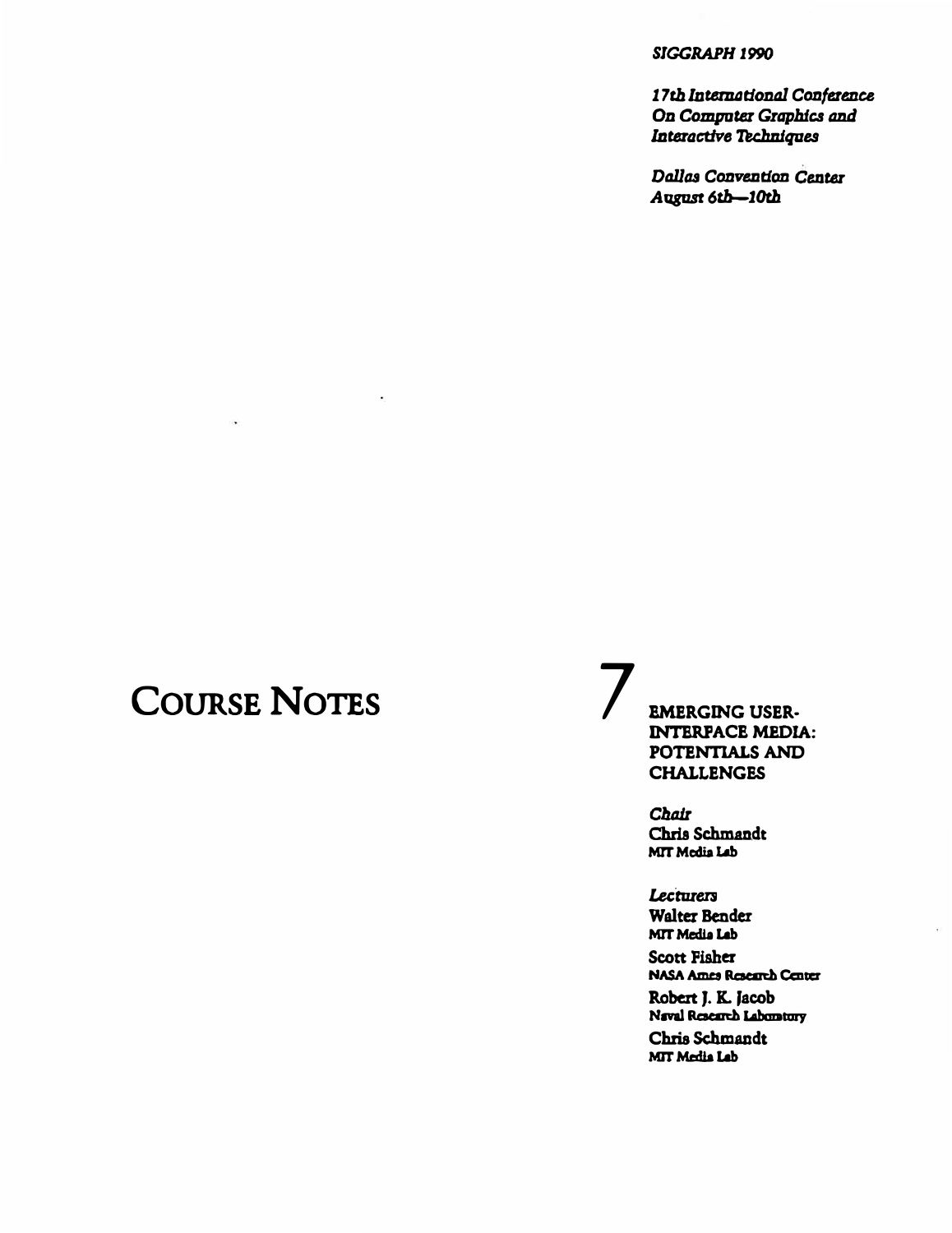*SIGGRAPH 1990*

*17th International Conference On Computer Graphics and Interactive Techniques*

*Dallas Convention Center August 6th—10th*

# COURSE NOTES

# 7

## EMERGING USER-INTERFACE MEDIA: POTENTIALS AND CHALLENGES

*Chair*

**Chris Schmandt**
MIT Media Lab

*Lecturers*

**Walter Bender**
MIT Media Lab

**Scott Fisher**
NASA Ames Research Center

**Robert J. K. Jacob**
Naval Research Laboratory

**Chris Schmandt**
MIT Media Lab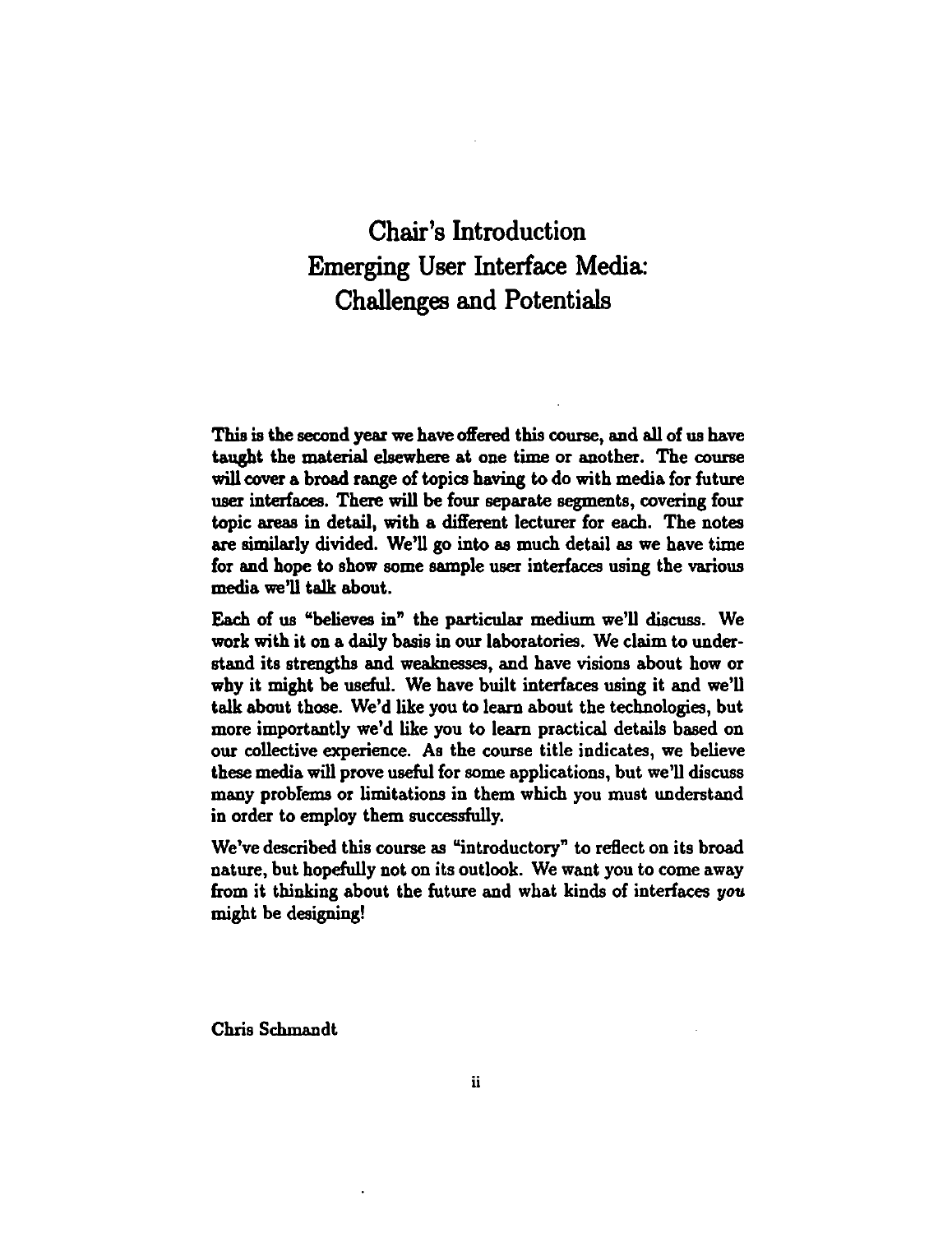# Chair's Introduction
# Emerging User Interface Media: Challenges and Potentials

This is the second year we have offered this course, and all of us have taught the material elsewhere at one time or another. The course will cover a broad range of topics having to do with media for future user interfaces. There will be four separate segments, covering four topic areas in detail, with a different lecturer for each. The notes are similarly divided. We'll go into as much detail as we have time for and hope to show some sample user interfaces using the various media we'll talk about.

Each of us "believes in" the particular medium we'll discuss. We work with it on a daily basis in our laboratories. We claim to understand its strengths and weaknesses, and have visions about how or why it might be useful. We have built interfaces using it and we'll talk about those. We'd like you to learn about the technologies, but more importantly we'd like you to learn practical details based on our collective experience. As the course title indicates, we believe these media will prove useful for some applications, but we'll discuss many problems or limitations in them which you must understand in order to employ them successfully.

We've described this course as "introductory" to reflect on its broad nature, but hopefully not on its outlook. We want you to come away from it thinking about the future and what kinds of interfaces *you* might be designing!

Chris Schmandt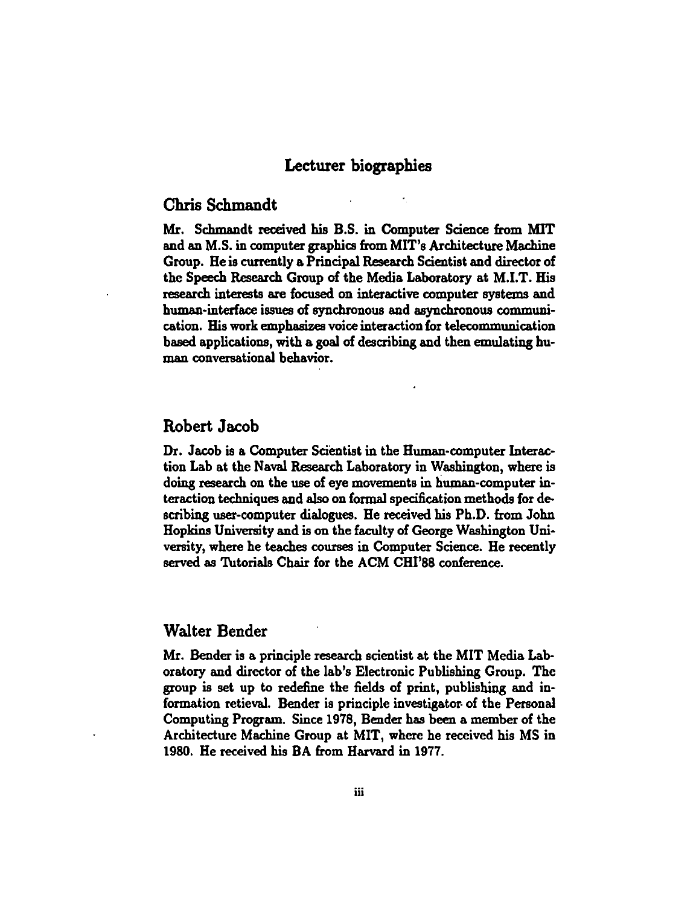# Lecturer biographies

## Chris Schmandt

Mr. Schmandt received his B.S. in Computer Science from MIT and an M.S. in computer graphics from MIT's Architecture Machine Group. He is currently a Principal Research Scientist and director of the Speech Research Group of the Media Laboratory at M.I.T. His research interests are focused on interactive computer systems and human-interface issues of synchronous and asynchronous communication. His work emphasizes voice interaction for telecommunication based applications, with a goal of describing and then emulating human conversational behavior.

## Robert Jacob

Dr. Jacob is a Computer Scientist in the Human-computer Interaction Lab at the Naval Research Laboratory in Washington, where is doing research on the use of eye movements in human-computer interaction techniques and also on formal specification methods for describing user-computer dialogues. He received his Ph.D. from John Hopkins University and is on the faculty of George Washington University, where he teaches courses in Computer Science. He recently served as Tutorials Chair for the ACM CHI'88 conference.

## Walter Bender

Mr. Bender is a principle research scientist at the MIT Media Laboratory and director of the lab's Electronic Publishing Group. The group is set up to redefine the fields of print, publishing and information retieval. Bender is principle investigator of the Personal Computing Program. Since 1978, Bender has been a member of the Architecture Machine Group at MIT, where he received his MS in 1980. He received his BA from Harvard in 1977.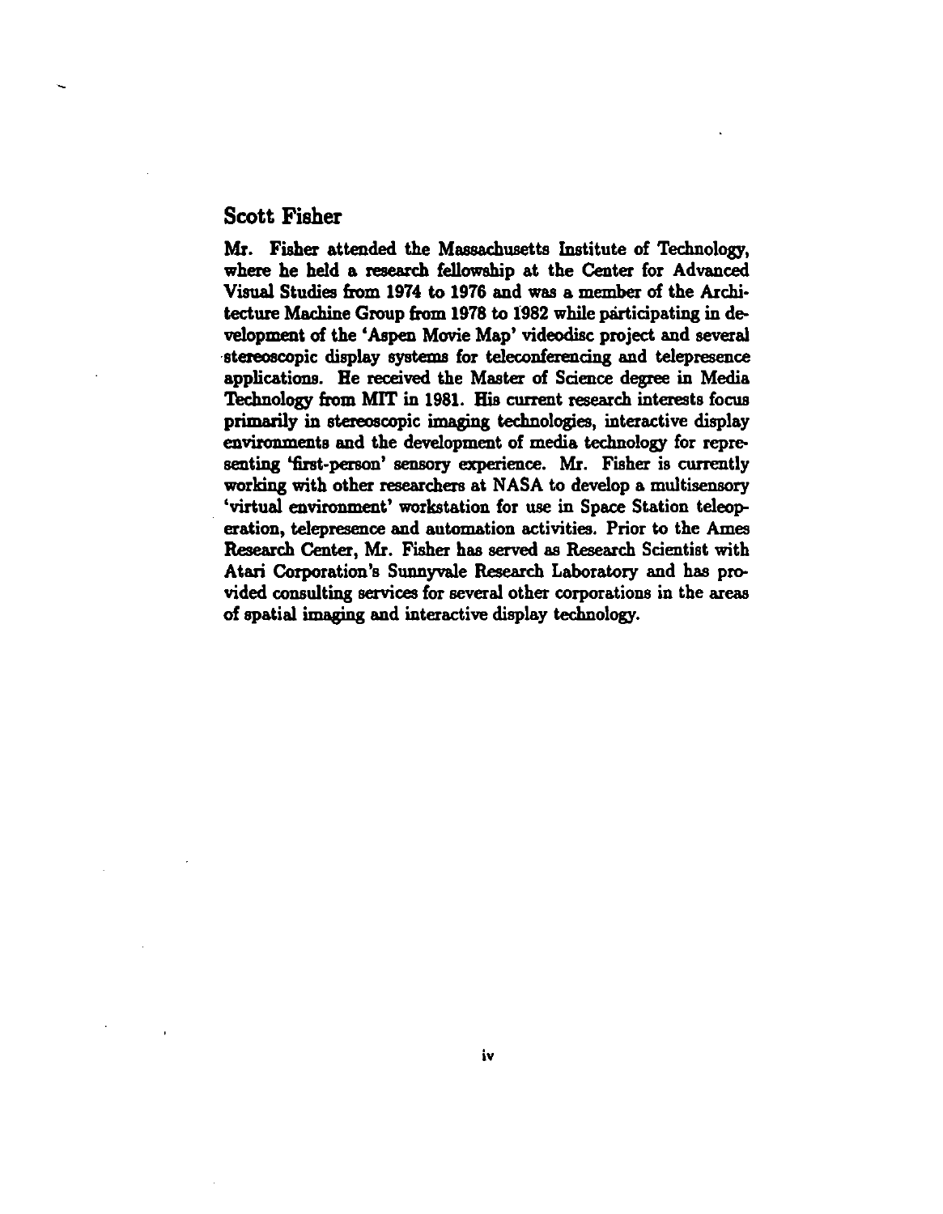## Scott Fisher

Mr. Fisher attended the Massachusetts Institute of Technology, where he held a research fellowship at the Center for Advanced Visual Studies from 1974 to 1976 and was a member of the Architecture Machine Group from 1978 to 1982 while participating in development of the 'Aspen Movie Map' videodisc project and several stereoscopic display systems for teleconferencing and telepresence applications. He received the Master of Science degree in Media Technology from MIT in 1981. His current research interests focus primarily in stereoscopic imaging technologies, interactive display environments and the development of media technology for representing 'first-person' sensory experience. Mr. Fisher is currently working with other researchers at NASA to develop a multisensory 'virtual environment' workstation for use in Space Station teleoperation, telepresence and automation activities. Prior to the Ames Research Center, Mr. Fisher has served as Research Scientist with Atari Corporation's Sunnyvale Research Laboratory and has provided consulting services for several other corporations in the areas of spatial imaging and interactive display technology.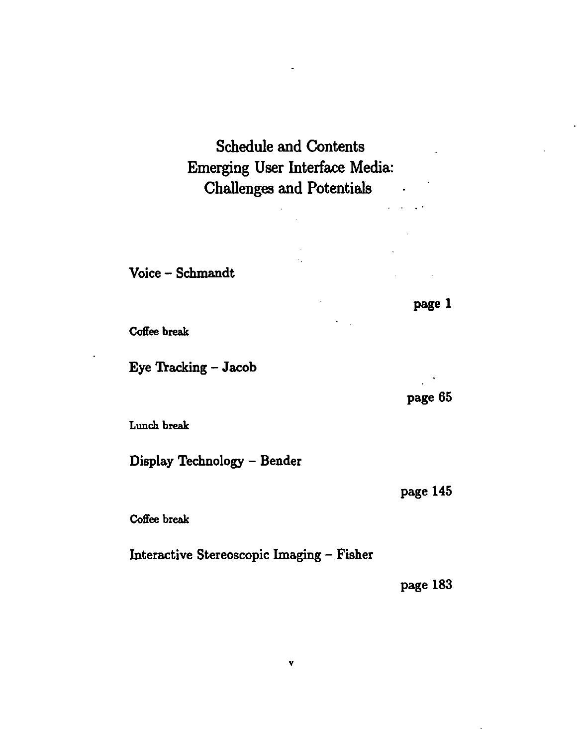# Schedule and Contents
# Emerging User Interface Media: Challenges and Potentials

Voice – Schmandt

page 1

Coffee break

Eye Tracking – Jacob

page 65

Lunch break

Display Technology – Bender

page 145

Coffee break

Interactive Stereoscopic Imaging – Fisher

page 183